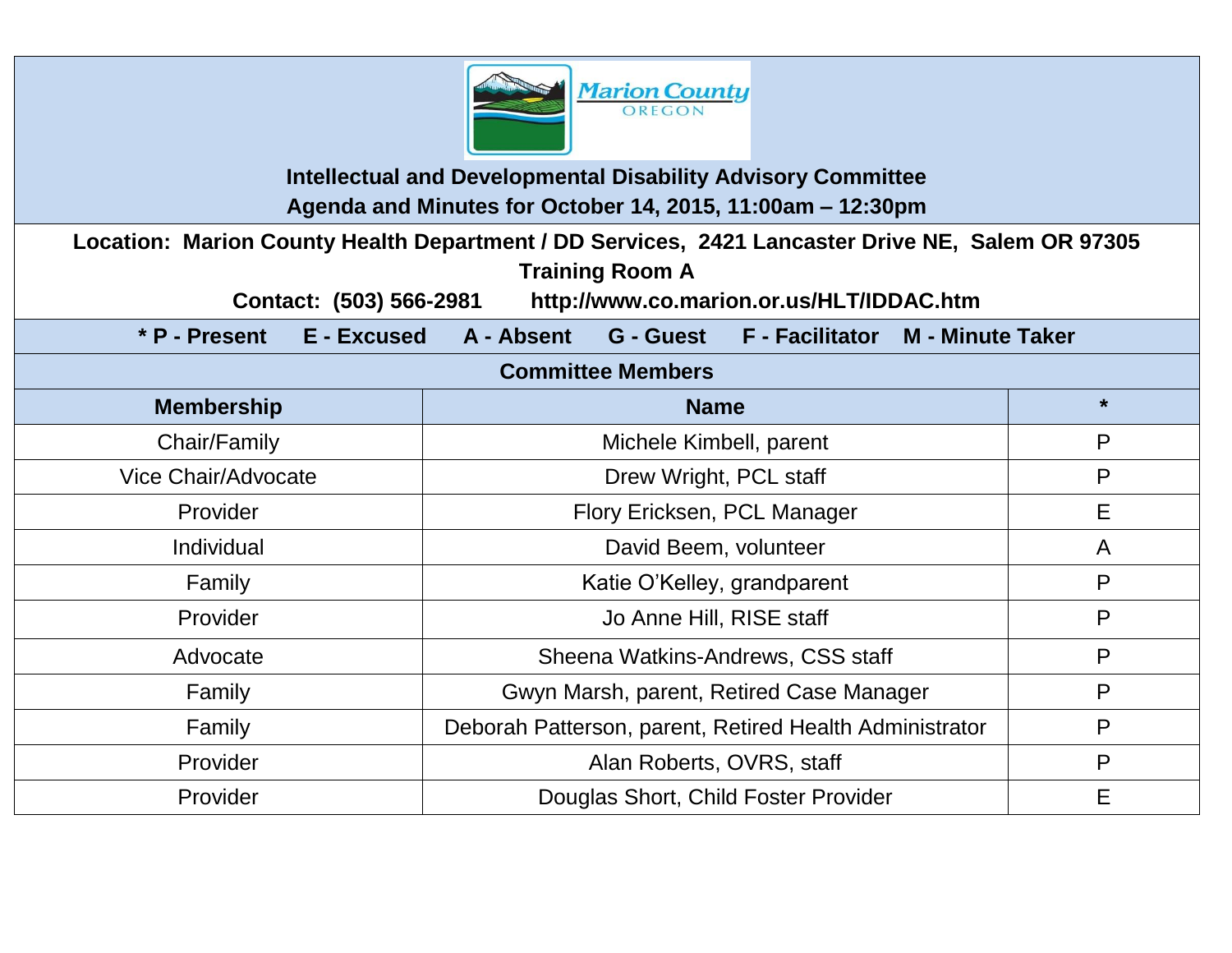Marion County
OREGON

# Intellectual and Developmental Disability Advisory Committee

## Agenda and Minutes for October 14, 2015, 11:00am – 12:30pm

**Location: Marion County Health Department / DD Services, 2421 Lancaster Drive NE, Salem OR 97305**
**Training Room A**
**Contact: (503) 566-2981 http://www.co.marion.or.us/HLT/IDDAC.htm**

**\* P - Present E - Excused A - Absent G - Guest F - Facilitator M - Minute Taker**

### Committee Members

| Membership | Name | * |
|---|---|---|
| Chair/Family | Michele Kimbell, parent | P |
| Vice Chair/Advocate | Drew Wright, PCL staff | P |
| Provider | Flory Ericksen, PCL Manager | E |
| Individual | David Beem, volunteer | A |
| Family | Katie O'Kelley, grandparent | P |
| Provider | Jo Anne Hill, RISE staff | P |
| Advocate | Sheena Watkins-Andrews, CSS staff | P |
| Family | Gwyn Marsh, parent, Retired Case Manager | P |
| Family | Deborah Patterson, parent, Retired Health Administrator | P |
| Provider | Alan Roberts, OVRS, staff | P |
| Provider | Douglas Short, Child Foster Provider | E |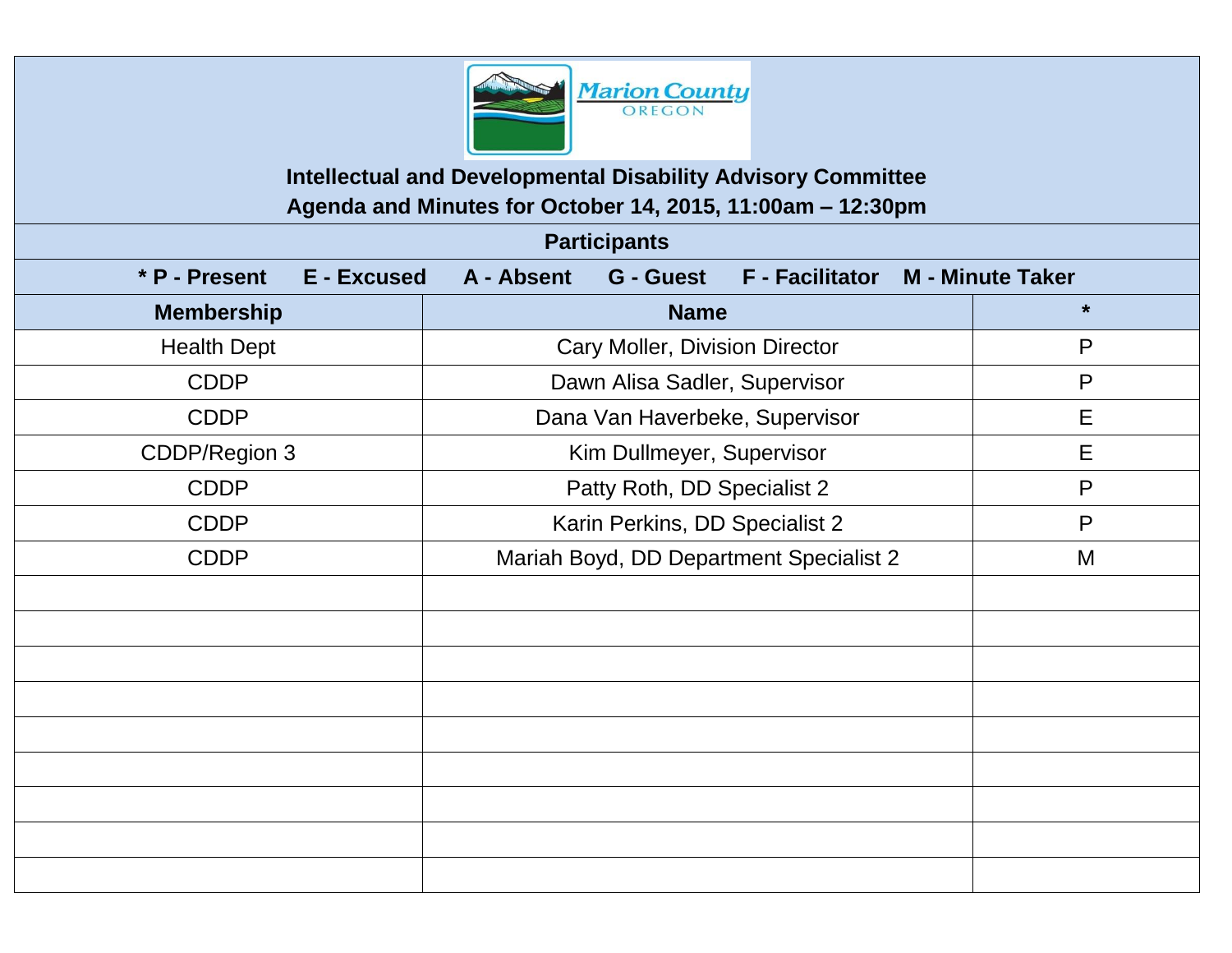**Marion County OREGON**

## Intellectual and Developmental Disability Advisory Committee

## Agenda and Minutes for October 14, 2015, 11:00am – 12:30pm

### Participants

**\* P - Present E - Excused A - Absent G - Guest F - Facilitator M - Minute Taker**

| Membership | Name | * |
|---|---|---|
| Health Dept | Cary Moller, Division Director | P |
| CDDP | Dawn Alisa Sadler, Supervisor | P |
| CDDP | Dana Van Haverbeke, Supervisor | E |
| CDDP/Region 3 | Kim Dullmeyer, Supervisor | E |
| CDDP | Patty Roth, DD Specialist 2 | P |
| CDDP | Karin Perkins, DD Specialist 2 | P |
| CDDP | Mariah Boyd, DD Department Specialist 2 | M |
| | | |
| | | |
| | | |
| | | |
| | | |
| | | |
| | | |
| | | |
| | | |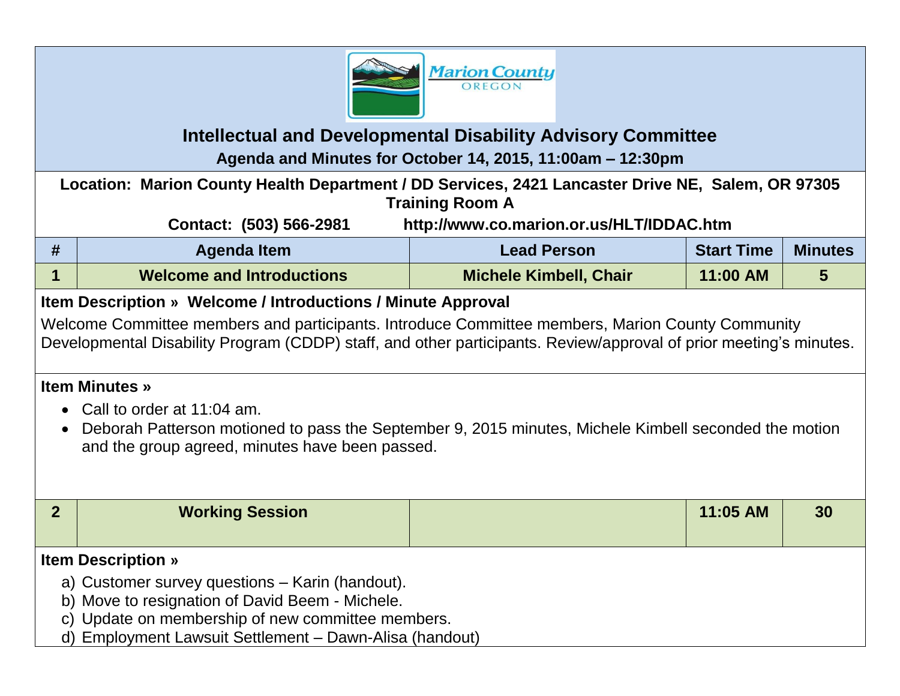# Intellectual and Developmental Disability Advisory Committee

## Agenda and Minutes for October 14, 2015, 11:00am – 12:30pm

**Location: Marion County Health Department / DD Services, 2421 Lancaster Drive NE, Salem, OR 97305**
**Training Room A**

**Contact: (503) 566-2981 http://www.co.marion.or.us/HLT/IDDAC.htm**

| # | Agenda Item | Lead Person | Start Time | Minutes |
|---|---|---|---|---|
| 1 | Welcome and Introductions | Michele Kimbell, Chair | 11:00 AM | 5 |

**Item Description » Welcome / Introductions / Minute Approval**

Welcome Committee members and participants. Introduce Committee members, Marion County Community Developmental Disability Program (CDDP) staff, and other participants. Review/approval of prior meeting's minutes.

**Item Minutes »**

- Call to order at 11:04 am.
- Deborah Patterson motioned to pass the September 9, 2015 minutes, Michele Kimbell seconded the motion and the group agreed, minutes have been passed.

| # | Agenda Item | Lead Person | Start Time | Minutes |
|---|---|---|---|---|
| 2 | Working Session | | 11:05 AM | 30 |

**Item Description »**

a) Customer survey questions – Karin (handout).
b) Move to resignation of David Beem - Michele.
c) Update on membership of new committee members.
d) Employment Lawsuit Settlement – Dawn-Alisa (handout)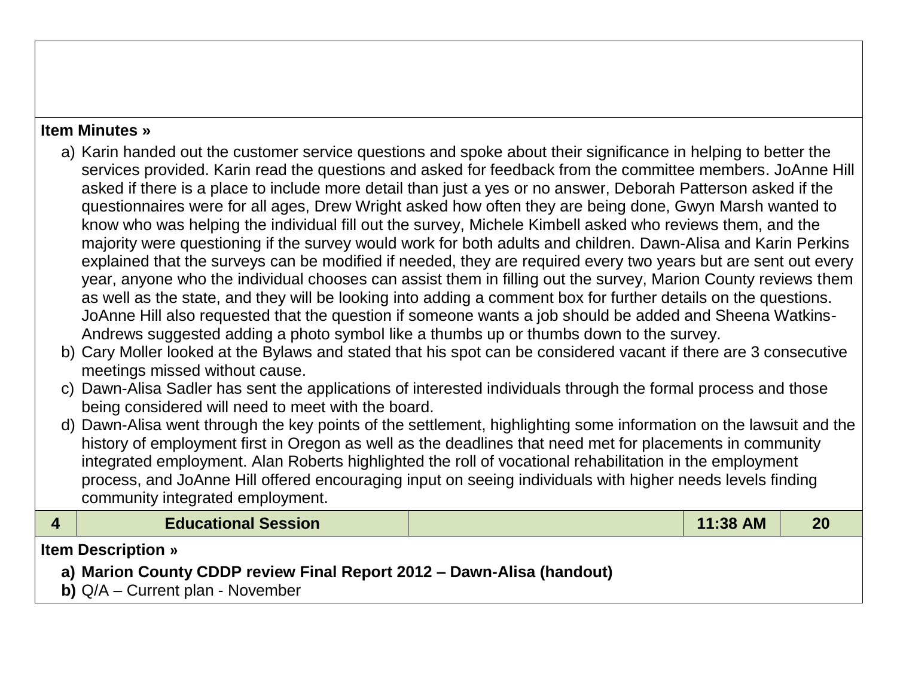**Item Minutes »**

a) Karin handed out the customer service questions and spoke about their significance in helping to better the services provided. Karin read the questions and asked for feedback from the committee members. JoAnne Hill asked if there is a place to include more detail than just a yes or no answer, Deborah Patterson asked if the questionnaires were for all ages, Drew Wright asked how often they are being done, Gwyn Marsh wanted to know who was helping the individual fill out the survey, Michele Kimbell asked who reviews them, and the majority were questioning if the survey would work for both adults and children. Dawn-Alisa and Karin Perkins explained that the surveys can be modified if needed, they are required every two years but are sent out every year, anyone who the individual chooses can assist them in filling out the survey, Marion County reviews them as well as the state, and they will be looking into adding a comment box for further details on the questions. JoAnne Hill also requested that the question if someone wants a job should be added and Sheena Watkins-Andrews suggested adding a photo symbol like a thumbs up or thumbs down to the survey.

b) Cary Moller looked at the Bylaws and stated that his spot can be considered vacant if there are 3 consecutive meetings missed without cause.

c) Dawn-Alisa Sadler has sent the applications of interested individuals through the formal process and those being considered will need to meet with the board.

d) Dawn-Alisa went through the key points of the settlement, highlighting some information on the lawsuit and the history of employment first in Oregon as well as the deadlines that need met for placements in community integrated employment. Alan Roberts highlighted the roll of vocational rehabilitation in the employment process, and JoAnne Hill offered encouraging input on seeing individuals with higher needs levels finding community integrated employment.

| 4 | Educational Session | | 11:38 AM | 20 |
|---|---|---|---|---|

**Item Description »**

**a) Marion County CDDP review Final Report 2012 – Dawn-Alisa (handout)**

**b)** Q/A – Current plan - November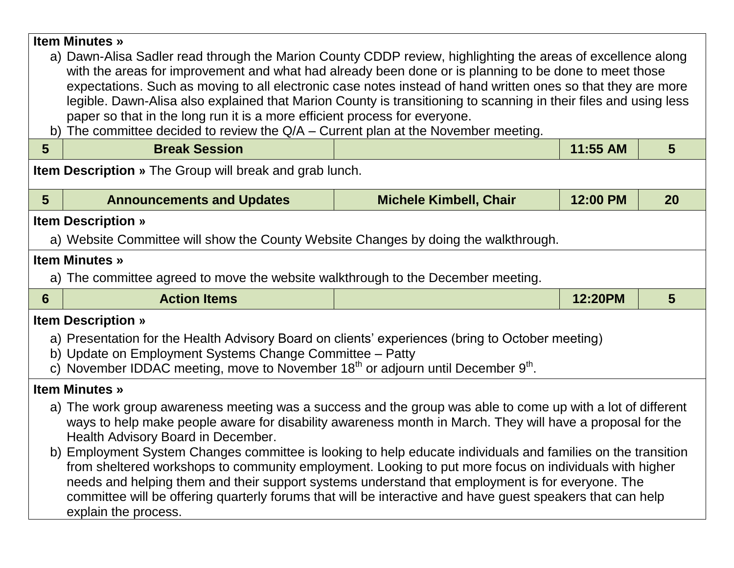**Item Minutes »**

a) Dawn-Alisa Sadler read through the Marion County CDDP review, highlighting the areas of excellence along with the areas for improvement and what had already been done or is planning to be done to meet those expectations. Such as moving to all electronic case notes instead of hand written ones so that they are more legible. Dawn-Alisa also explained that Marion County is transitioning to scanning in their files and using less paper so that in the long run it is a more efficient process for everyone.

b) The committee decided to review the Q/A – Current plan at the November meeting.

| 5 | Break Session | | 11:55 AM | 5 |
|---|---|---|---|---|

**Item Description »** The Group will break and grab lunch.

| 5 | Announcements and Updates | Michele Kimbell, Chair | 12:00 PM | 20 |
|---|---|---|---|---|

**Item Description »**

a) Website Committee will show the County Website Changes by doing the walkthrough.

**Item Minutes »**

a) The committee agreed to move the website walkthrough to the December meeting.

| 6 | Action Items | | 12:20PM | 5 |
|---|---|---|---|---|

**Item Description »**

a) Presentation for the Health Advisory Board on clients' experiences (bring to October meeting)

b) Update on Employment Systems Change Committee – Patty

c) November IDDAC meeting, move to November 18th or adjourn until December 9th.

**Item Minutes »**

a) The work group awareness meeting was a success and the group was able to come up with a lot of different ways to help make people aware for disability awareness month in March. They will have a proposal for the Health Advisory Board in December.

b) Employment System Changes committee is looking to help educate individuals and families on the transition from sheltered workshops to community employment. Looking to put more focus on individuals with higher needs and helping them and their support systems understand that employment is for everyone. The committee will be offering quarterly forums that will be interactive and have guest speakers that can help explain the process.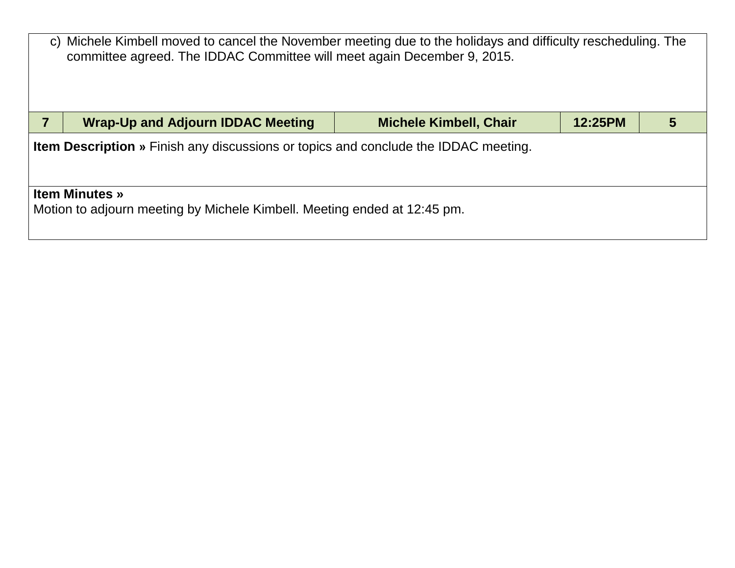c) Michele Kimbell moved to cancel the November meeting due to the holidays and difficulty rescheduling. The committee agreed. The IDDAC Committee will meet again December 9, 2015.

| | | | | |
|---|---|---|---|---|
| **7** | **Wrap-Up and Adjourn IDDAC Meeting** | **Michele Kimbell, Chair** | **12:25PM** | **5** |

**Item Description »** Finish any discussions or topics and conclude the IDDAC meeting.

**Item Minutes »**
Motion to adjourn meeting by Michele Kimbell. Meeting ended at 12:45 pm.